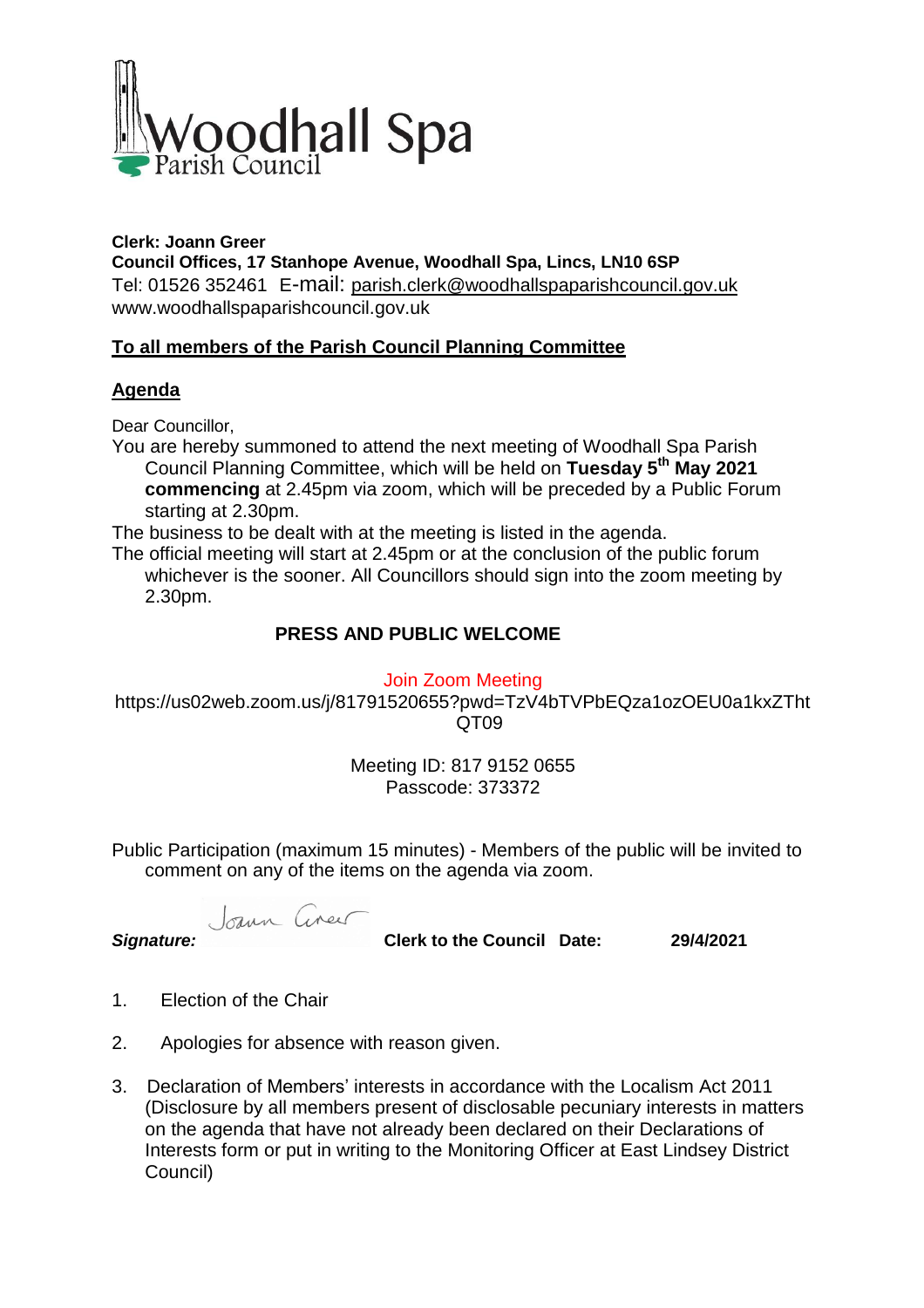Woodhall Spa
Parish Council

**Clerk: Joann Greer**
**Council Offices, 17 Stanhope Avenue, Woodhall Spa, Lincs, LN10 6SP**
Tel: 01526 352461 E-mail: parish.clerk@woodhallspaparishcouncil.gov.uk
www.woodhallspaparishcouncil.gov.uk

**To all members of the Parish Council Planning Committee**

## Agenda

Dear Councillor,

You are hereby summoned to attend the next meeting of Woodhall Spa Parish Council Planning Committee, which will be held on **Tuesday 5th May 2021 commencing** at 2.45pm via zoom, which will be preceded by a Public Forum starting at 2.30pm.

The business to be dealt with at the meeting is listed in the agenda.

The official meeting will start at 2.45pm or at the conclusion of the public forum whichever is the sooner. All Councillors should sign into the zoom meeting by 2.30pm.

**PRESS AND PUBLIC WELCOME**

Join Zoom Meeting
https://us02web.zoom.us/j/81791520655?pwd=TzV4bTVPbEQza1ozOEU0a1kxZThtQT09

Meeting ID: 817 9152 0655
Passcode: 373372

Public Participation (maximum 15 minutes) - Members of the public will be invited to comment on any of the items on the agenda via zoom.

***Signature:*** Joann Greer **Clerk to the Council Date: 29/4/2021**

1. Election of the Chair
2. Apologies for absence with reason given.
3. Declaration of Members' interests in accordance with the Localism Act 2011 (Disclosure by all members present of disclosable pecuniary interests in matters on the agenda that have not already been declared on their Declarations of Interests form or put in writing to the Monitoring Officer at East Lindsey District Council)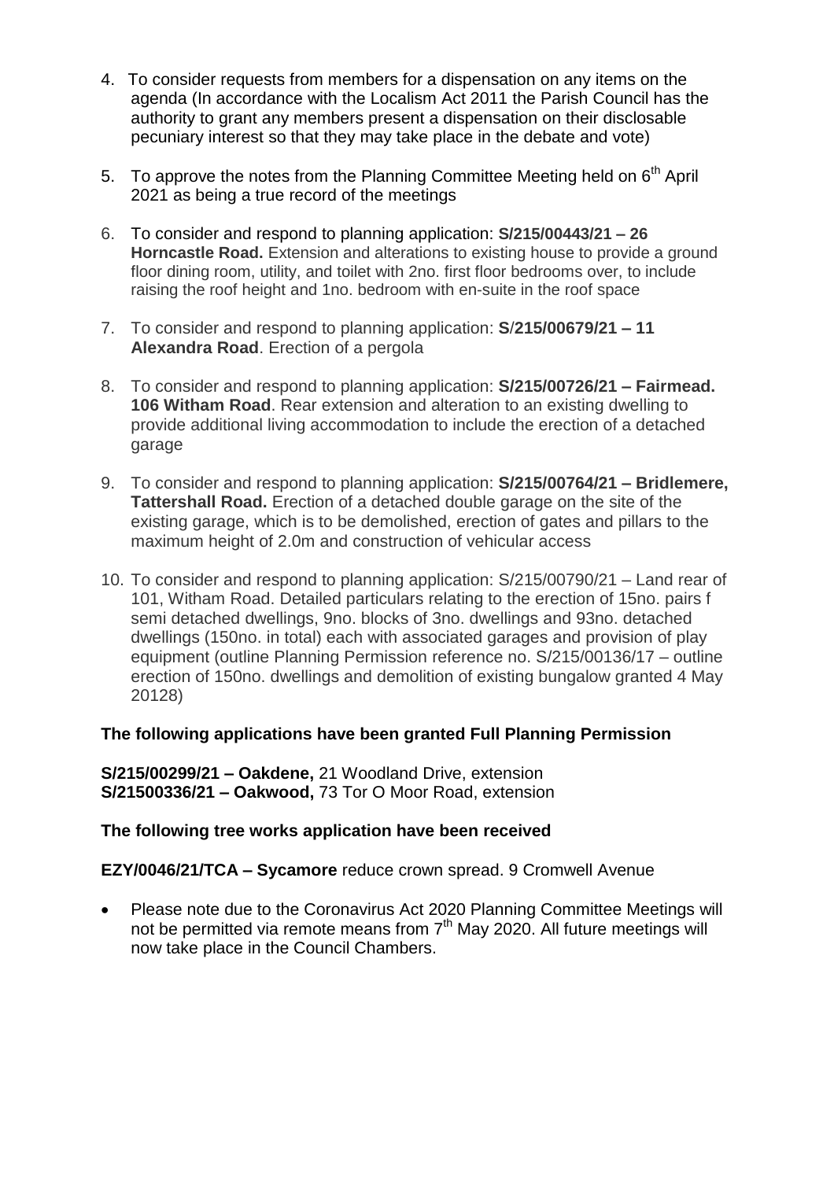4. To consider requests from members for a dispensation on any items on the agenda (In accordance with the Localism Act 2011 the Parish Council has the authority to grant any members present a dispensation on their disclosable pecuniary interest so that they may take place in the debate and vote)

5. To approve the notes from the Planning Committee Meeting held on 6th April 2021 as being a true record of the meetings

6. To consider and respond to planning application: **S/215/00443/21 – 26 Horncastle Road.** Extension and alterations to existing house to provide a ground floor dining room, utility, and toilet with 2no. first floor bedrooms over, to include raising the roof height and 1no. bedroom with en-suite in the roof space

7. To consider and respond to planning application: **S/215/00679/21 – 11 Alexandra Road**. Erection of a pergola

8. To consider and respond to planning application: **S/215/00726/21 – Fairmead. 106 Witham Road**. Rear extension and alteration to an existing dwelling to provide additional living accommodation to include the erection of a detached garage

9. To consider and respond to planning application: **S/215/00764/21 – Bridlemere, Tattershall Road.** Erection of a detached double garage on the site of the existing garage, which is to be demolished, erection of gates and pillars to the maximum height of 2.0m and construction of vehicular access

10. To consider and respond to planning application: S/215/00790/21 – Land rear of 101, Witham Road. Detailed particulars relating to the erection of 15no. pairs f semi detached dwellings, 9no. blocks of 3no. dwellings and 93no. detached dwellings (150no. in total) each with associated garages and provision of play equipment (outline Planning Permission reference no. S/215/00136/17 – outline erection of 150no. dwellings and demolition of existing bungalow granted 4 May 20128)

**The following applications have been granted Full Planning Permission**

**S/215/00299/21 – Oakdene,** 21 Woodland Drive, extension
**S/21500336/21 – Oakwood,** 73 Tor O Moor Road, extension

**The following tree works application have been received**

**EZY/0046/21/TCA – Sycamore** reduce crown spread. 9 Cromwell Avenue

- Please note due to the Coronavirus Act 2020 Planning Committee Meetings will not be permitted via remote means from 7th May 2020. All future meetings will now take place in the Council Chambers.